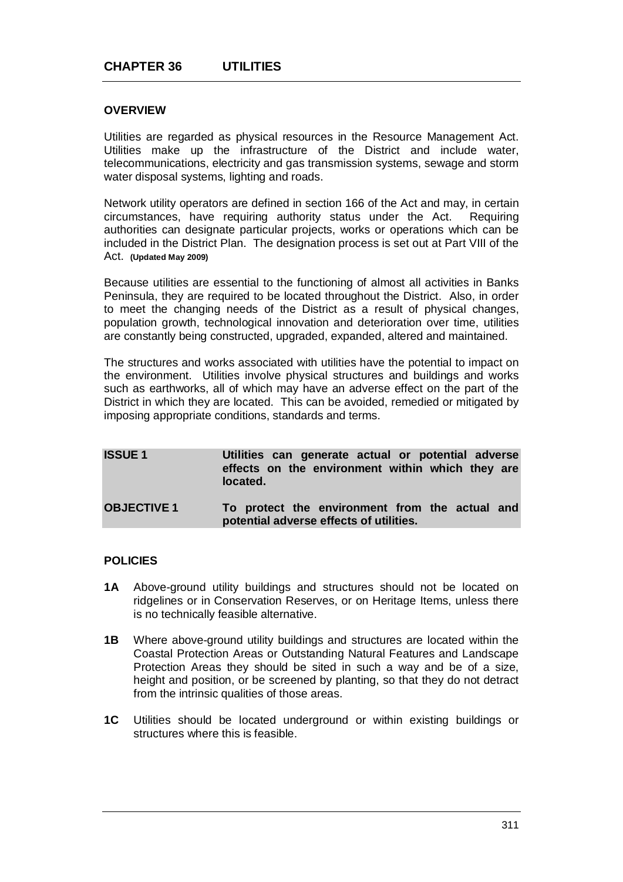# CHAPTER 36 UTILITIES

## OVERVIEW

Utilities are regarded as physical resources in the Resource Management Act. Utilities make up the infrastructure of the District and include water, telecommunications, electricity and gas transmission systems, sewage and storm water disposal systems, lighting and roads.

Network utility operators are defined in section 166 of the Act and may, in certain circumstances, have requiring authority status under the Act. Requiring authorities can designate particular projects, works or operations which can be included in the District Plan. The designation process is set out at Part VIII of the Act. **(Updated May 2009)**

Because utilities are essential to the functioning of almost all activities in Banks Peninsula, they are required to be located throughout the District. Also, in order to meet the changing needs of the District as a result of physical changes, population growth, technological innovation and deterioration over time, utilities are constantly being constructed, upgraded, expanded, altered and maintained.

The structures and works associated with utilities have the potential to impact on the environment. Utilities involve physical structures and buildings and works such as earthworks, all of which may have an adverse effect on the part of the District in which they are located. This can be avoided, remedied or mitigated by imposing appropriate conditions, standards and terms.

| | |
|---|---|
| **ISSUE 1** | **Utilities can generate actual or potential adverse effects on the environment within which they are located.** |
| **OBJECTIVE 1** | **To protect the environment from the actual and potential adverse effects of utilities.** |

## POLICIES

**1A** Above-ground utility buildings and structures should not be located on ridgelines or in Conservation Reserves, or on Heritage Items, unless there is no technically feasible alternative.

**1B** Where above-ground utility buildings and structures are located within the Coastal Protection Areas or Outstanding Natural Features and Landscape Protection Areas they should be sited in such a way and be of a size, height and position, or be screened by planting, so that they do not detract from the intrinsic qualities of those areas.

**1C** Utilities should be located underground or within existing buildings or structures where this is feasible.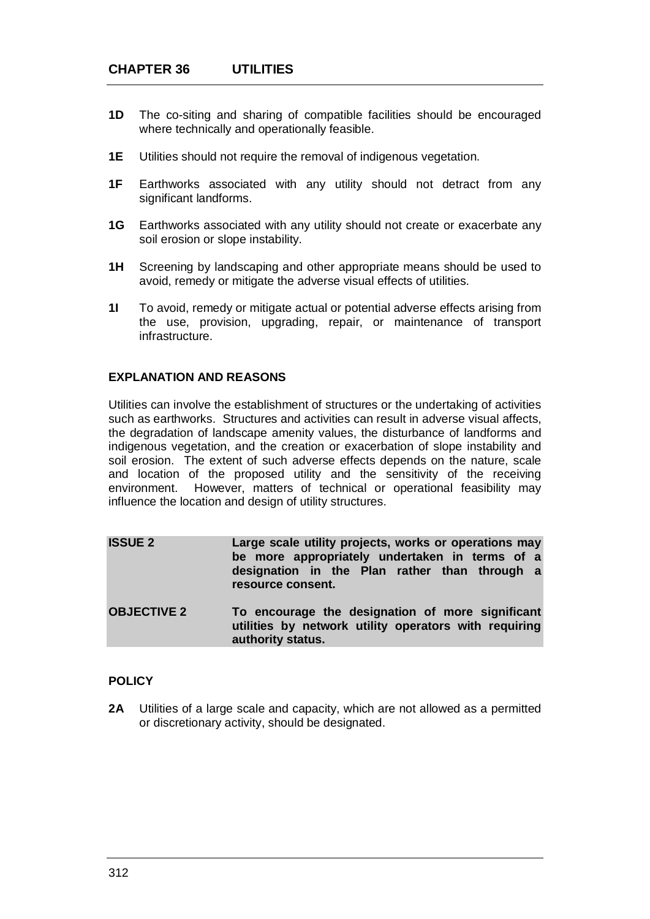**1D** The co-siting and sharing of compatible facilities should be encouraged where technically and operationally feasible.

**1E** Utilities should not require the removal of indigenous vegetation.

**1F** Earthworks associated with any utility should not detract from any significant landforms.

**1G** Earthworks associated with any utility should not create or exacerbate any soil erosion or slope instability.

**1H** Screening by landscaping and other appropriate means should be used to avoid, remedy or mitigate the adverse visual effects of utilities.

**1I** To avoid, remedy or mitigate actual or potential adverse effects arising from the use, provision, upgrading, repair, or maintenance of transport infrastructure.

### EXPLANATION AND REASONS

Utilities can involve the establishment of structures or the undertaking of activities such as earthworks. Structures and activities can result in adverse visual affects, the degradation of landscape amenity values, the disturbance of landforms and indigenous vegetation, and the creation or exacerbation of slope instability and soil erosion. The extent of such adverse effects depends on the nature, scale and location of the proposed utility and the sensitivity of the receiving environment. However, matters of technical or operational feasibility may influence the location and design of utility structures.

| | |
|---|---|
| **ISSUE 2** | **Large scale utility projects, works or operations may be more appropriately undertaken in terms of a designation in the Plan rather than through a resource consent.** |
| **OBJECTIVE 2** | **To encourage the designation of more significant utilities by network utility operators with requiring authority status.** |

### POLICY

**2A** Utilities of a large scale and capacity, which are not allowed as a permitted or discretionary activity, should be designated.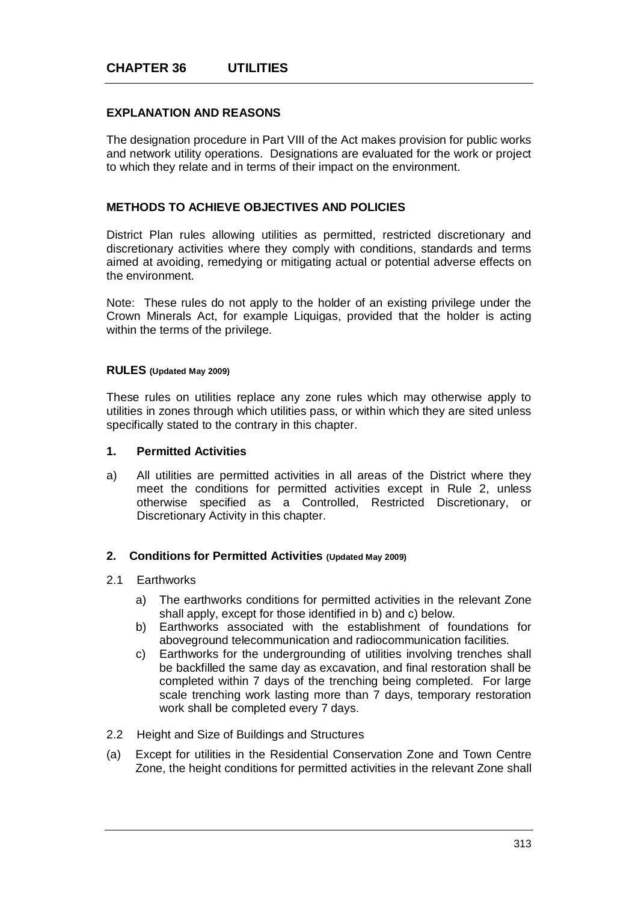# CHAPTER 36 UTILITIES

## EXPLANATION AND REASONS

The designation procedure in Part VIII of the Act makes provision for public works and network utility operations. Designations are evaluated for the work or project to which they relate and in terms of their impact on the environment.

## METHODS TO ACHIEVE OBJECTIVES AND POLICIES

District Plan rules allowing utilities as permitted, restricted discretionary and discretionary activities where they comply with conditions, standards and terms aimed at avoiding, remedying or mitigating actual or potential adverse effects on the environment.

Note: These rules do not apply to the holder of an existing privilege under the Crown Minerals Act, for example Liquigas, provided that the holder is acting within the terms of the privilege.

## RULES (Updated May 2009)

These rules on utilities replace any zone rules which may otherwise apply to utilities in zones through which utilities pass, or within which they are sited unless specifically stated to the contrary in this chapter.

### 1. Permitted Activities

a) All utilities are permitted activities in all areas of the District where they meet the conditions for permitted activities except in Rule 2, unless otherwise specified as a Controlled, Restricted Discretionary, or Discretionary Activity in this chapter.

### 2. Conditions for Permitted Activities (Updated May 2009)

2.1 Earthworks

a) The earthworks conditions for permitted activities in the relevant Zone shall apply, except for those identified in b) and c) below.
b) Earthworks associated with the establishment of foundations for aboveground telecommunication and radiocommunication facilities.
c) Earthworks for the undergrounding of utilities involving trenches shall be backfilled the same day as excavation, and final restoration shall be completed within 7 days of the trenching being completed. For large scale trenching work lasting more than 7 days, temporary restoration work shall be completed every 7 days.

2.2 Height and Size of Buildings and Structures

(a) Except for utilities in the Residential Conservation Zone and Town Centre Zone, the height conditions for permitted activities in the relevant Zone shall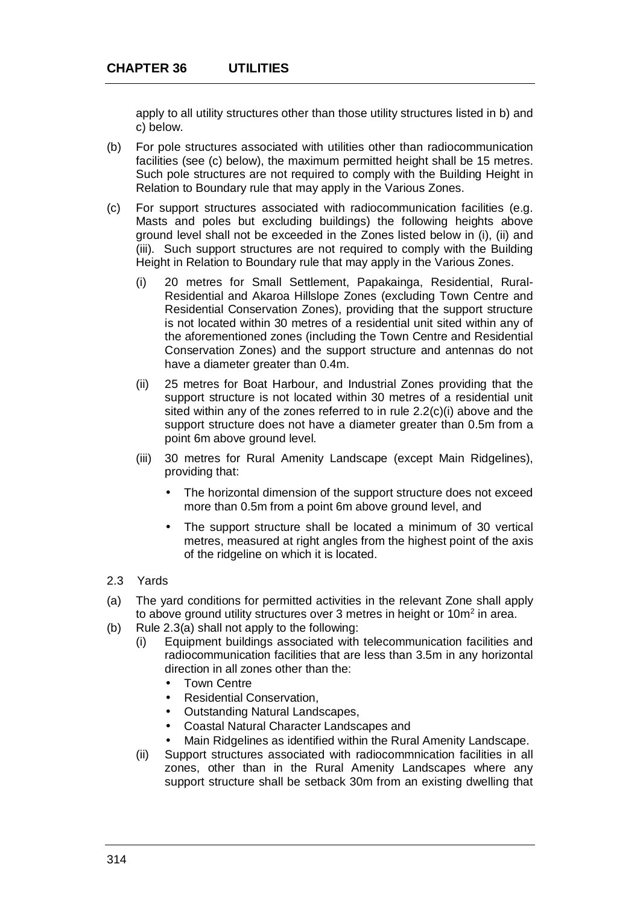apply to all utility structures other than those utility structures listed in b) and c) below.

(b) For pole structures associated with utilities other than radiocommunication facilities (see (c) below), the maximum permitted height shall be 15 metres. Such pole structures are not required to comply with the Building Height in Relation to Boundary rule that may apply in the Various Zones.

(c) For support structures associated with radiocommunication facilities (e.g. Masts and poles but excluding buildings) the following heights above ground level shall not be exceeded in the Zones listed below in (i), (ii) and (iii). Such support structures are not required to comply with the Building Height in Relation to Boundary rule that may apply in the Various Zones.

(i) 20 metres for Small Settlement, Papakainga, Residential, Rural-Residential and Akaroa Hillslope Zones (excluding Town Centre and Residential Conservation Zones), providing that the support structure is not located within 30 metres of a residential unit sited within any of the aforementioned zones (including the Town Centre and Residential Conservation Zones) and the support structure and antennas do not have a diameter greater than 0.4m.

(ii) 25 metres for Boat Harbour, and Industrial Zones providing that the support structure is not located within 30 metres of a residential unit sited within any of the zones referred to in rule 2.2(c)(i) above and the support structure does not have a diameter greater than 0.5m from a point 6m above ground level.

(iii) 30 metres for Rural Amenity Landscape (except Main Ridgelines), providing that:

- The horizontal dimension of the support structure does not exceed more than 0.5m from a point 6m above ground level, and
- The support structure shall be located a minimum of 30 vertical metres, measured at right angles from the highest point of the axis of the ridgeline on which it is located.

2.3 Yards

(a) The yard conditions for permitted activities in the relevant Zone shall apply to above ground utility structures over 3 metres in height or $10m^2$ in area.

(b) Rule 2.3(a) shall not apply to the following:

(i) Equipment buildings associated with telecommunication facilities and radiocommunication facilities that are less than 3.5m in any horizontal direction in all zones other than the:
- Town Centre
- Residential Conservation,
- Outstanding Natural Landscapes,
- Coastal Natural Character Landscapes and
- Main Ridgelines as identified within the Rural Amenity Landscape.

(ii) Support structures associated with radiocommnication facilities in all zones, other than in the Rural Amenity Landscapes where any support structure shall be setback 30m from an existing dwelling that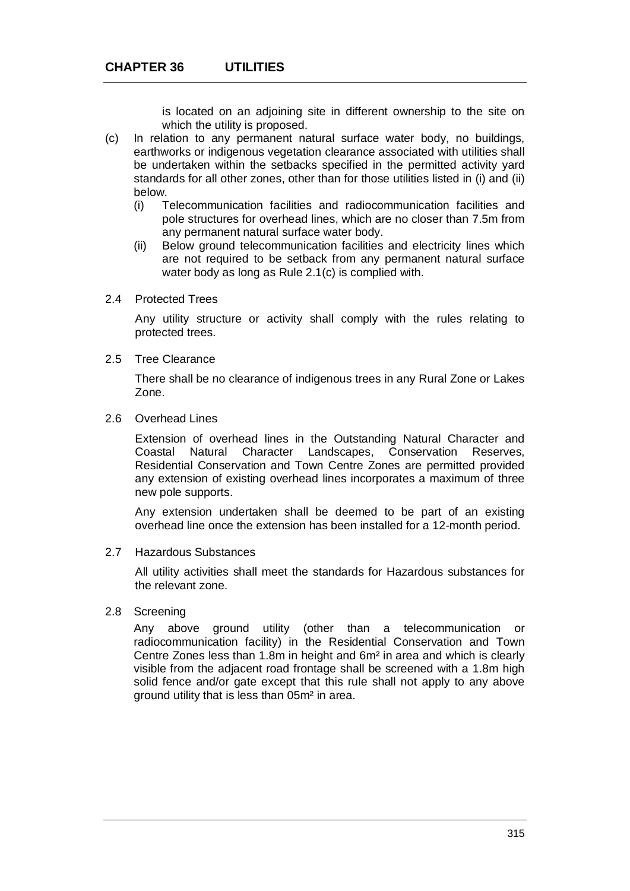is located on an adjoining site in different ownership to the site on which the utility is proposed.

(c) In relation to any permanent natural surface water body, no buildings, earthworks or indigenous vegetation clearance associated with utilities shall be undertaken within the setbacks specified in the permitted activity yard standards for all other zones, other than for those utilities listed in (i) and (ii) below.
   (i) Telecommunication facilities and radiocommunication facilities and pole structures for overhead lines, which are no closer than 7.5m from any permanent natural surface water body.
   (ii) Below ground telecommunication facilities and electricity lines which are not required to be setback from any permanent natural surface water body as long as Rule 2.1(c) is complied with.

2.4 Protected Trees

Any utility structure or activity shall comply with the rules relating to protected trees.

2.5 Tree Clearance

There shall be no clearance of indigenous trees in any Rural Zone or Lakes Zone.

2.6 Overhead Lines

Extension of overhead lines in the Outstanding Natural Character and Coastal Natural Character Landscapes, Conservation Reserves, Residential Conservation and Town Centre Zones are permitted provided any extension of existing overhead lines incorporates a maximum of three new pole supports.

Any extension undertaken shall be deemed to be part of an existing overhead line once the extension has been installed for a 12-month period.

2.7 Hazardous Substances

All utility activities shall meet the standards for Hazardous substances for the relevant zone.

2.8 Screening

Any above ground utility (other than a telecommunication or radiocommunication facility) in the Residential Conservation and Town Centre Zones less than 1.8m in height and 6m² in area and which is clearly visible from the adjacent road frontage shall be screened with a 1.8m high solid fence and/or gate except that this rule shall not apply to any above ground utility that is less than 05m² in area.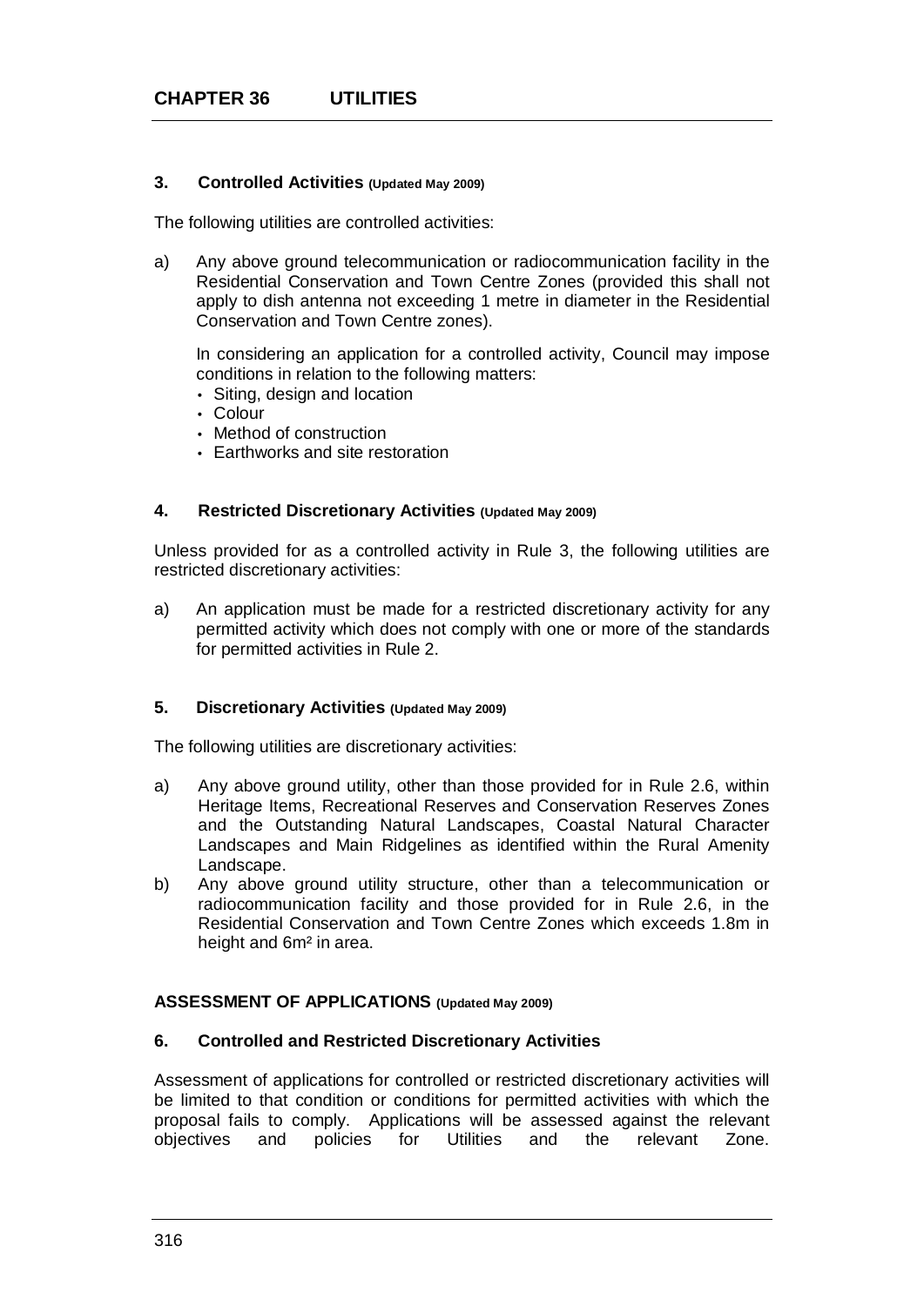# CHAPTER 36 UTILITIES

### 3. Controlled Activities (Updated May 2009)

The following utilities are controlled activities:

a) Any above ground telecommunication or radiocommunication facility in the Residential Conservation and Town Centre Zones (provided this shall not apply to dish antenna not exceeding 1 metre in diameter in the Residential Conservation and Town Centre zones).

   In considering an application for a controlled activity, Council may impose conditions in relation to the following matters:
   - Siting, design and location
   - Colour
   - Method of construction
   - Earthworks and site restoration

### 4. Restricted Discretionary Activities (Updated May 2009)

Unless provided for as a controlled activity in Rule 3, the following utilities are restricted discretionary activities:

a) An application must be made for a restricted discretionary activity for any permitted activity which does not comply with one or more of the standards for permitted activities in Rule 2.

### 5. Discretionary Activities (Updated May 2009)

The following utilities are discretionary activities:

a) Any above ground utility, other than those provided for in Rule 2.6, within Heritage Items, Recreational Reserves and Conservation Reserves Zones and the Outstanding Natural Landscapes, Coastal Natural Character Landscapes and Main Ridgelines as identified within the Rural Amenity Landscape.
b) Any above ground utility structure, other than a telecommunication or radiocommunication facility and those provided for in Rule 2.6, in the Residential Conservation and Town Centre Zones which exceeds 1.8m in height and $6m^2$ in area.

## ASSESSMENT OF APPLICATIONS (Updated May 2009)

### 6. Controlled and Restricted Discretionary Activities

Assessment of applications for controlled or restricted discretionary activities will be limited to that condition or conditions for permitted activities with which the proposal fails to comply. Applications will be assessed against the relevant objectives and policies for Utilities and the relevant Zone.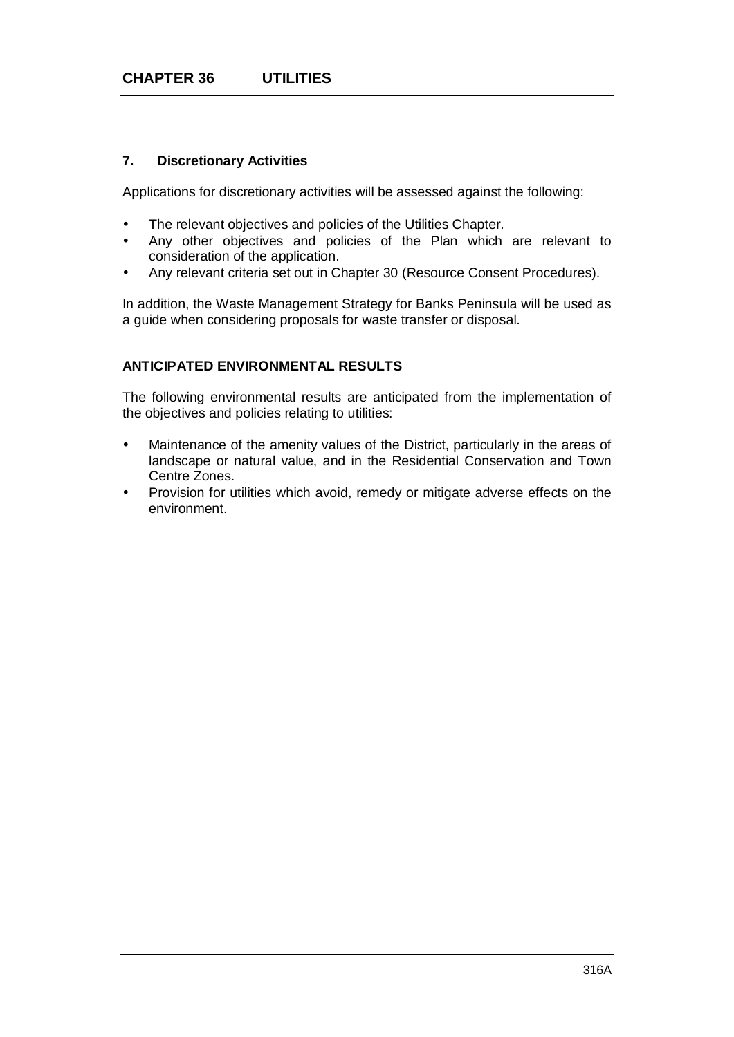### 7. Discretionary Activities

Applications for discretionary activities will be assessed against the following:

- The relevant objectives and policies of the Utilities Chapter.
- Any other objectives and policies of the Plan which are relevant to consideration of the application.
- Any relevant criteria set out in Chapter 30 (Resource Consent Procedures).

In addition, the Waste Management Strategy for Banks Peninsula will be used as a guide when considering proposals for waste transfer or disposal.

### ANTICIPATED ENVIRONMENTAL RESULTS

The following environmental results are anticipated from the implementation of the objectives and policies relating to utilities:

- Maintenance of the amenity values of the District, particularly in the areas of landscape or natural value, and in the Residential Conservation and Town Centre Zones.
- Provision for utilities which avoid, remedy or mitigate adverse effects on the environment.